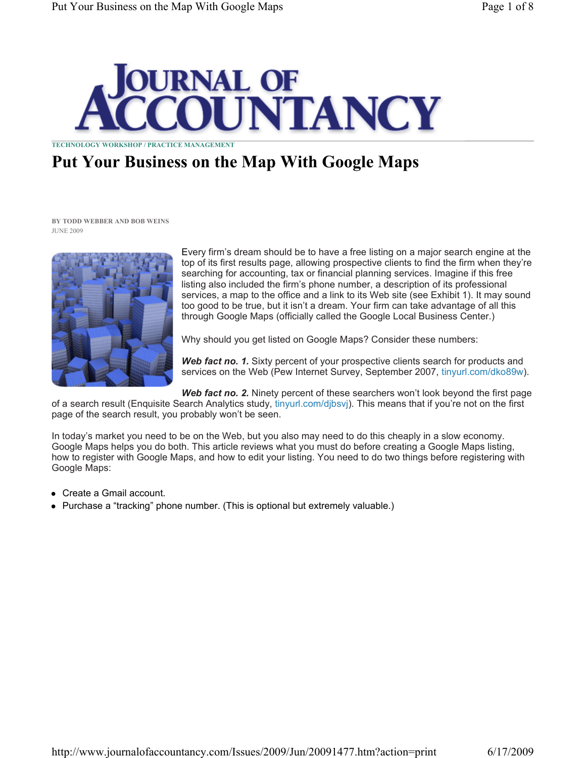# JOURNAL OF ACCOUNTANCY

TECHNOLOGY WORKSHOP / PRACTICE MANAGEMENT

## Put Your Business on the Map With Google Maps

BY TODD WEBBER AND BOB WEINS
JUNE 2009

Every firm's dream should be to have a free listing on a major search engine at the top of its first results page, allowing prospective clients to find the firm when they're searching for accounting, tax or financial planning services. Imagine if this free listing also included the firm's phone number, a description of its professional services, a map to the office and a link to its Web site (see Exhibit 1). It may sound too good to be true, but it isn't a dream. Your firm can take advantage of all this through Google Maps (officially called the Google Local Business Center.)

Why should you get listed on Google Maps? Consider these numbers:

***Web fact no. 1.*** Sixty percent of your prospective clients search for products and services on the Web (Pew Internet Survey, September 2007, tinyurl.com/dko89w).

***Web fact no. 2.*** Ninety percent of these searchers won't look beyond the first page of a search result (Enquisite Search Analytics study, tinyurl.com/djbsvj). This means that if you're not on the first page of the search result, you probably won't be seen.

In today's market you need to be on the Web, but you also may need to do this cheaply in a slow economy. Google Maps helps you do both. This article reviews what you must do before creating a Google Maps listing, how to register with Google Maps, and how to edit your listing. You need to do two things before registering with Google Maps:

- Create a Gmail account.
- Purchase a "tracking" phone number. (This is optional but extremely valuable.)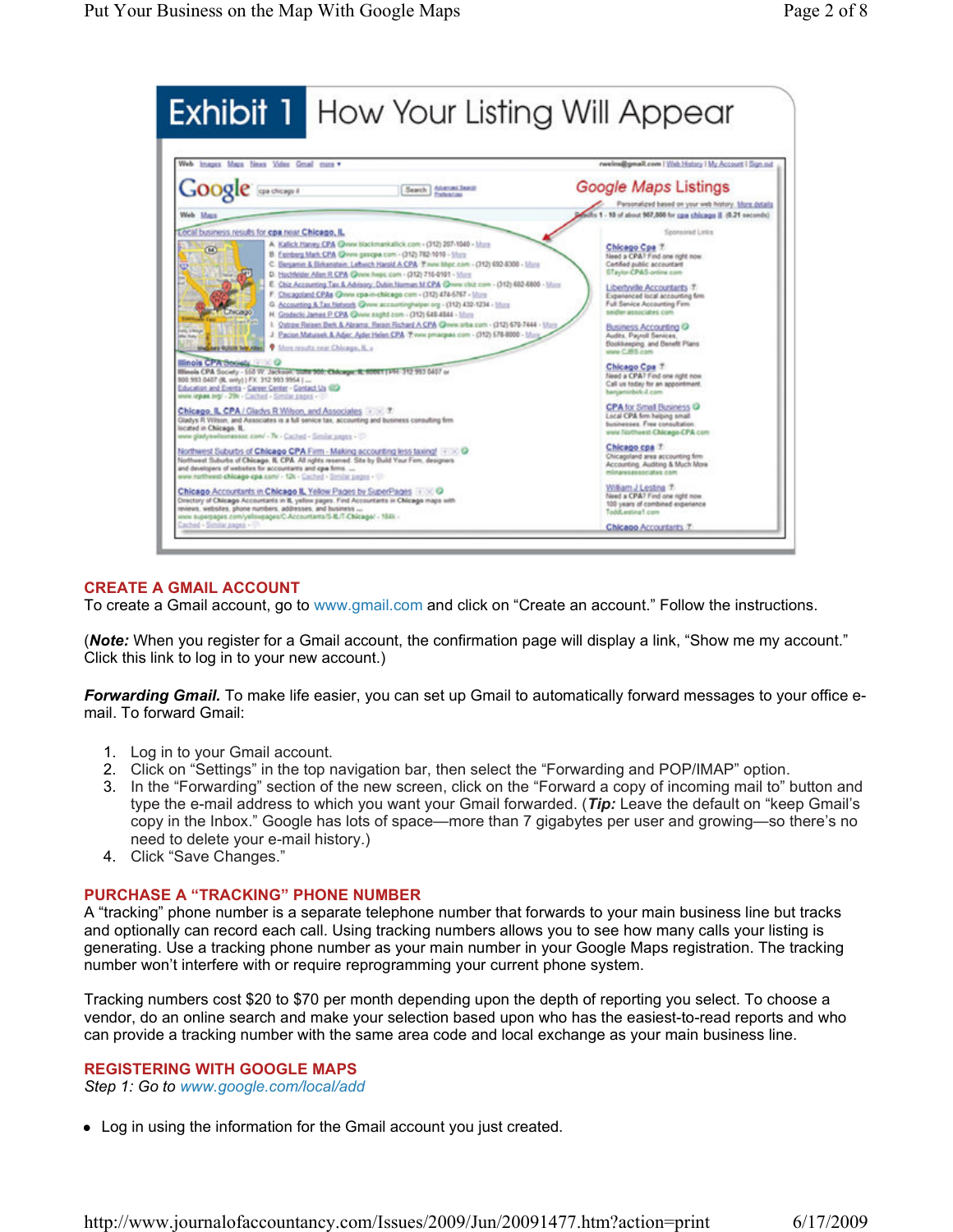## Exhibit 1 How Your Listing Will Appear

### CREATE A GMAIL ACCOUNT

To create a Gmail account, go to www.gmail.com and click on "Create an account." Follow the instructions.

(***Note:*** When you register for a Gmail account, the confirmation page will display a link, "Show me my account." Click this link to log in to your new account.)

***Forwarding Gmail.*** To make life easier, you can set up Gmail to automatically forward messages to your office e-mail. To forward Gmail:

1. Log in to your Gmail account.
2. Click on "Settings" in the top navigation bar, then select the "Forwarding and POP/IMAP" option.
3. In the "Forwarding" section of the new screen, click on the "Forward a copy of incoming mail to" button and type the e-mail address to which you want your Gmail forwarded. (***Tip:*** Leave the default on "keep Gmail's copy in the Inbox." Google has lots of space—more than 7 gigabytes per user and growing—so there's no need to delete your e-mail history.)
4. Click "Save Changes."

### PURCHASE A "TRACKING" PHONE NUMBER

A "tracking" phone number is a separate telephone number that forwards to your main business line but tracks and optionally can record each call. Using tracking numbers allows you to see how many calls your listing is generating. Use a tracking phone number as your main number in your Google Maps registration. The tracking number won't interfere with or require reprogramming your current phone system.

Tracking numbers cost $20 to $70 per month depending upon the depth of reporting you select. To choose a vendor, do an online search and make your selection based upon who has the easiest-to-read reports and who can provide a tracking number with the same area code and local exchange as your main business line.

### REGISTERING WITH GOOGLE MAPS

*Step 1: Go to www.google.com/local/add*

- Log in using the information for the Gmail account you just created.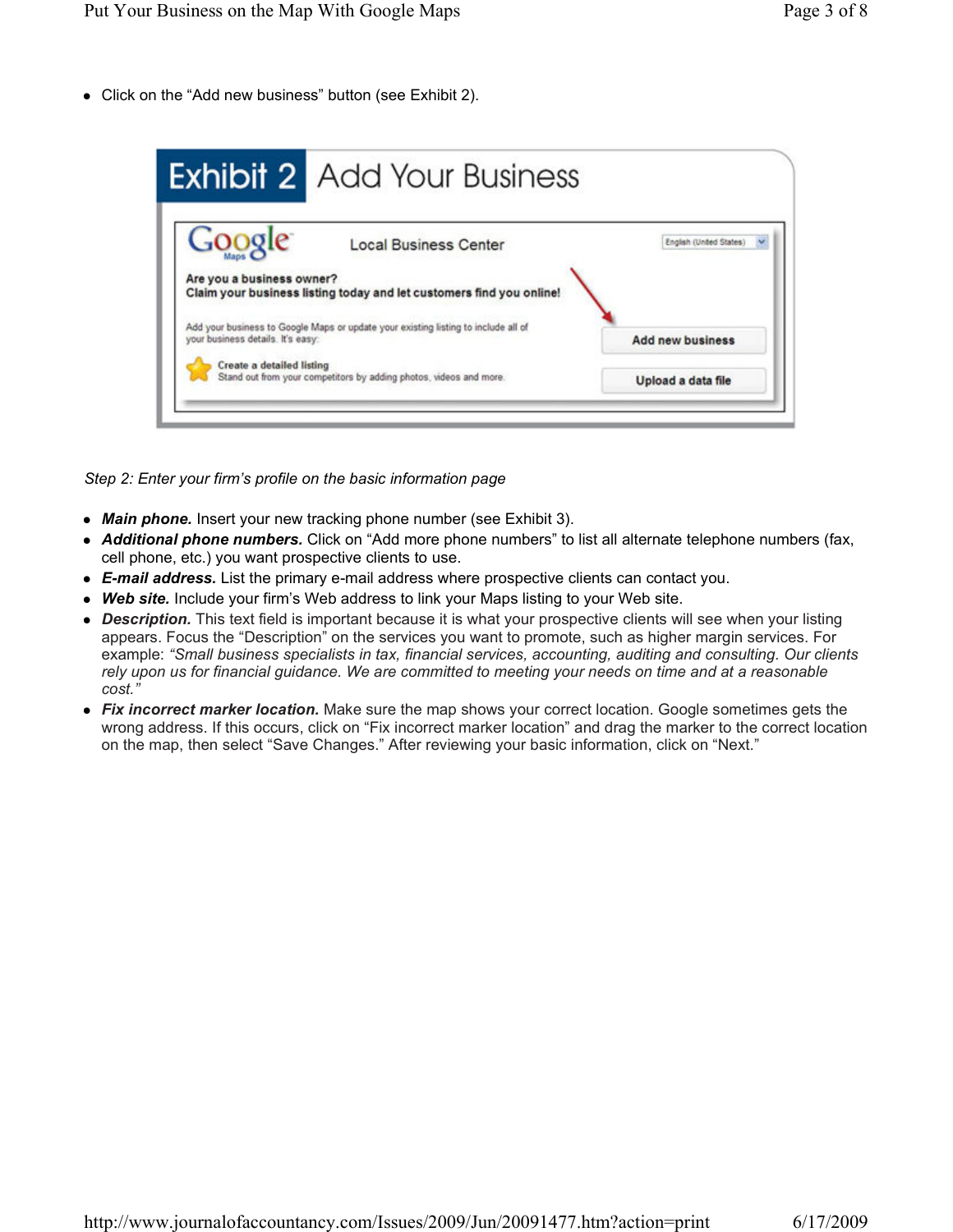- Click on the “Add new business” button (see Exhibit 2).

**Exhibit 2** Add Your Business

Google Maps Local Business Center

Are you a business owner?
Claim your business listing today and let customers find you online!

Add your business to Google Maps or update your existing listing to include all of your business details. It's easy:

Create a detailed listing
Stand out from your competitors by adding photos, videos and more.

Add new business

Upload a data file

*Step 2: Enter your firm’s profile on the basic information page*

- ***Main phone.*** Insert your new tracking phone number (see Exhibit 3).
- ***Additional phone numbers.*** Click on “Add more phone numbers” to list all alternate telephone numbers (fax, cell phone, etc.) you want prospective clients to use.
- ***E-mail address.*** List the primary e-mail address where prospective clients can contact you.
- ***Web site.*** Include your firm’s Web address to link your Maps listing to your Web site.
- ***Description.*** This text field is important because it is what your prospective clients will see when your listing appears. Focus the “Description” on the services you want to promote, such as higher margin services. For example: *“Small business specialists in tax, financial services, accounting, auditing and consulting. Our clients rely upon us for financial guidance. We are committed to meeting your needs on time and at a reasonable cost.”*
- ***Fix incorrect marker location.*** Make sure the map shows your correct location. Google sometimes gets the wrong address. If this occurs, click on “Fix incorrect marker location” and drag the marker to the correct location on the map, then select “Save Changes.” After reviewing your basic information, click on “Next.”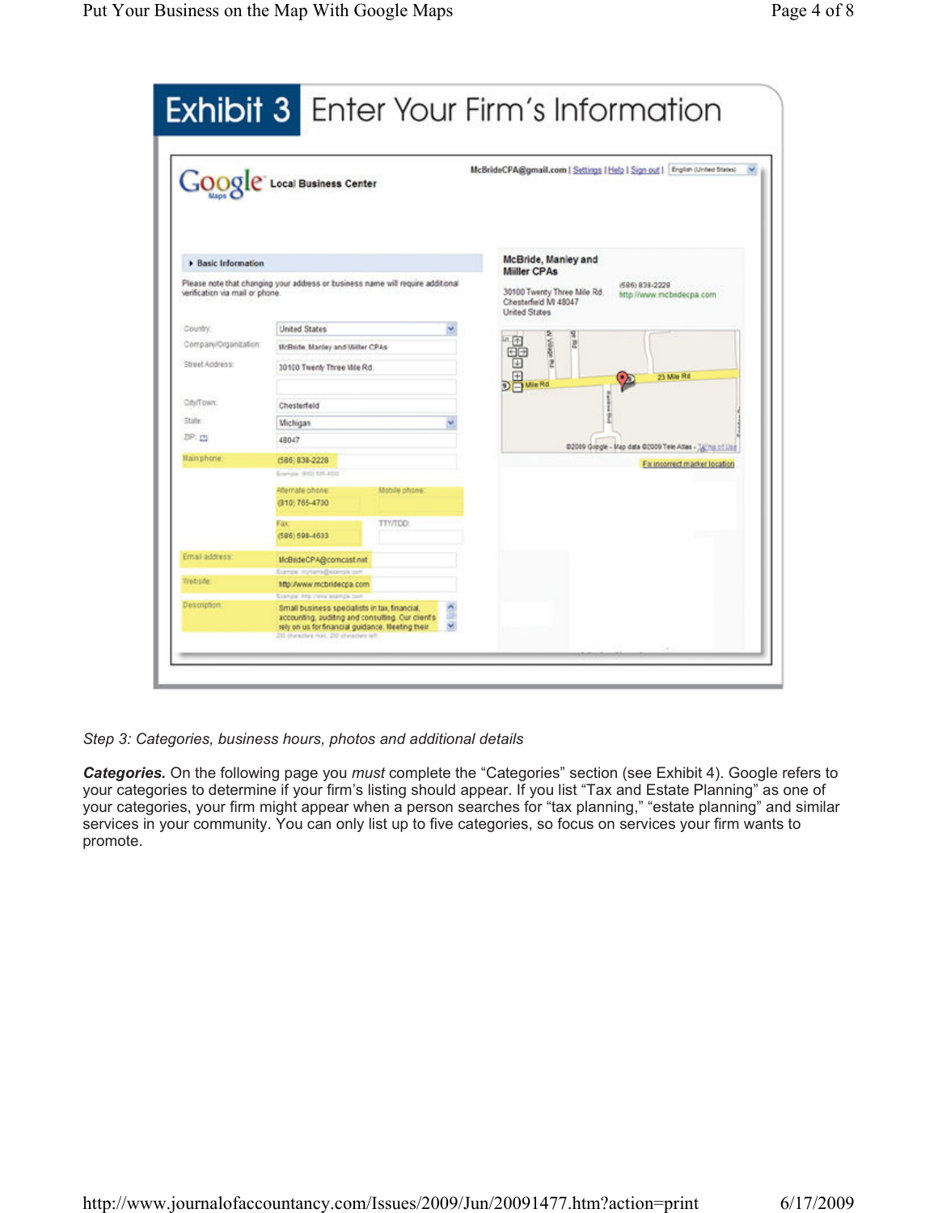## Exhibit 3 Enter Your Firm's Information

*Step 3: Categories, business hours, photos and additional details*

***Categories.*** On the following page you *must* complete the "Categories" section (see Exhibit 4). Google refers to your categories to determine if your firm's listing should appear. If you list "Tax and Estate Planning" as one of your categories, your firm might appear when a person searches for "tax planning," "estate planning" and similar services in your community. You can only list up to five categories, so focus on services your firm wants to promote.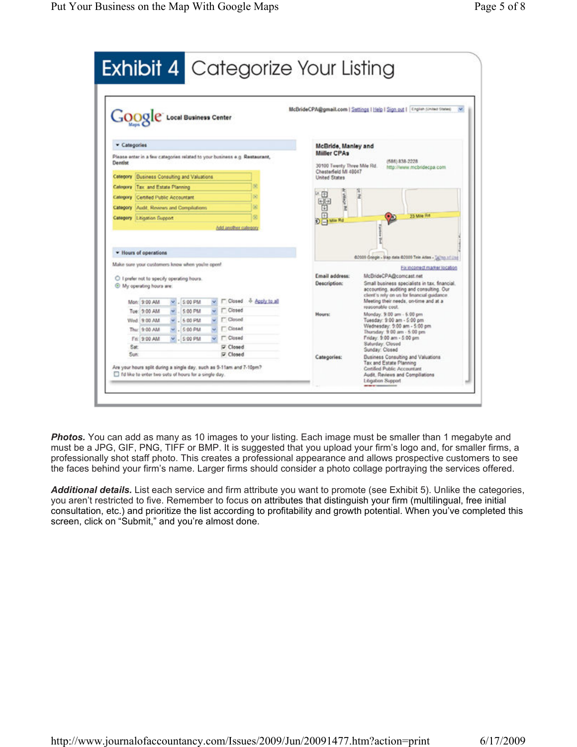## Exhibit 4 Categorize Your Listing

Google Local Business Center

McBrideCPA@gmail.com | Settings | Help | Sign out | English (United States)

**Categories**

Please enter in a few categories related to your business e.g. **Restaurant**, **Dentist**

Category: Business Consulting and Valuations
Category: Tax and Estate Planning
Category: Certified Public Accountant
Category: Audit, Reviews and Compilations
Category: Litigation Support

Add another category

**Hours of operations**

Make sure your customers know when you're open!

- I prefer not to specify operating hours.
- My operating hours are:

| | | | |
|---|---|---|---|
| Mon: | 9:00 AM | 5:00 PM | Closed — Apply to all |
| Tue: | 9:00 AM | 5:00 PM | Closed |
| Wed: | 9:00 AM | 5:00 PM | Closed |
| Thu: | 9:00 AM | 5:00 PM | Closed |
| Fri: | 9:00 AM | 5:00 PM | Closed |
| Sat: | | | Closed |
| Sun: | | | Closed |

Are your hours split during a single day, such as 9-11am and 7-10pm?
I'd like to enter two sets of hours for a single day.

**McBride, Manley and Miller CPAs**

30100 Twenty Three Mile Rd.
Chesterfield MI 48047
United States

(586) 838-2228
http://www.mcbridecpa.com

Fix incorrect marker location

**Email address:** McBrideCPA@comcast.net

**Description:** Small business specialists in tax, financial, accounting, auditing and consulting. Our client's rely on us for financial guidance. Meeting their needs, on-time and at a reasonable cost.

**Hours:** Monday: 9:00 am - 5:00 pm, Tuesday: 9:00 am - 5:00 pm, Wednesday: 9:00 am - 5:00 pm, Thursday: 9:00 am - 5:00 pm, Friday: 9:00 am - 5:00 pm, Saturday: Closed, Sunday: Closed

**Categories:** Business Consulting and Valuations, Tax and Estate Planning, Certified Public Accountant, Audit, Reviews and Compilations, Litigation Support

***Photos.*** You can add as many as 10 images to your listing. Each image must be smaller than 1 megabyte and must be a JPG, GIF, PNG, TIFF or BMP. It is suggested that you upload your firm's logo and, for smaller firms, a professionally shot staff photo. This creates a professional appearance and allows prospective customers to see the faces behind your firm's name. Larger firms should consider a photo collage portraying the services offered.

***Additional details.*** List each service and firm attribute you want to promote (see Exhibit 5). Unlike the categories, you aren't restricted to five. Remember to focus on attributes that distinguish your firm (multilingual, free initial consultation, etc.) and prioritize the list according to profitability and growth potential. When you've completed this screen, click on "Submit," and you're almost done.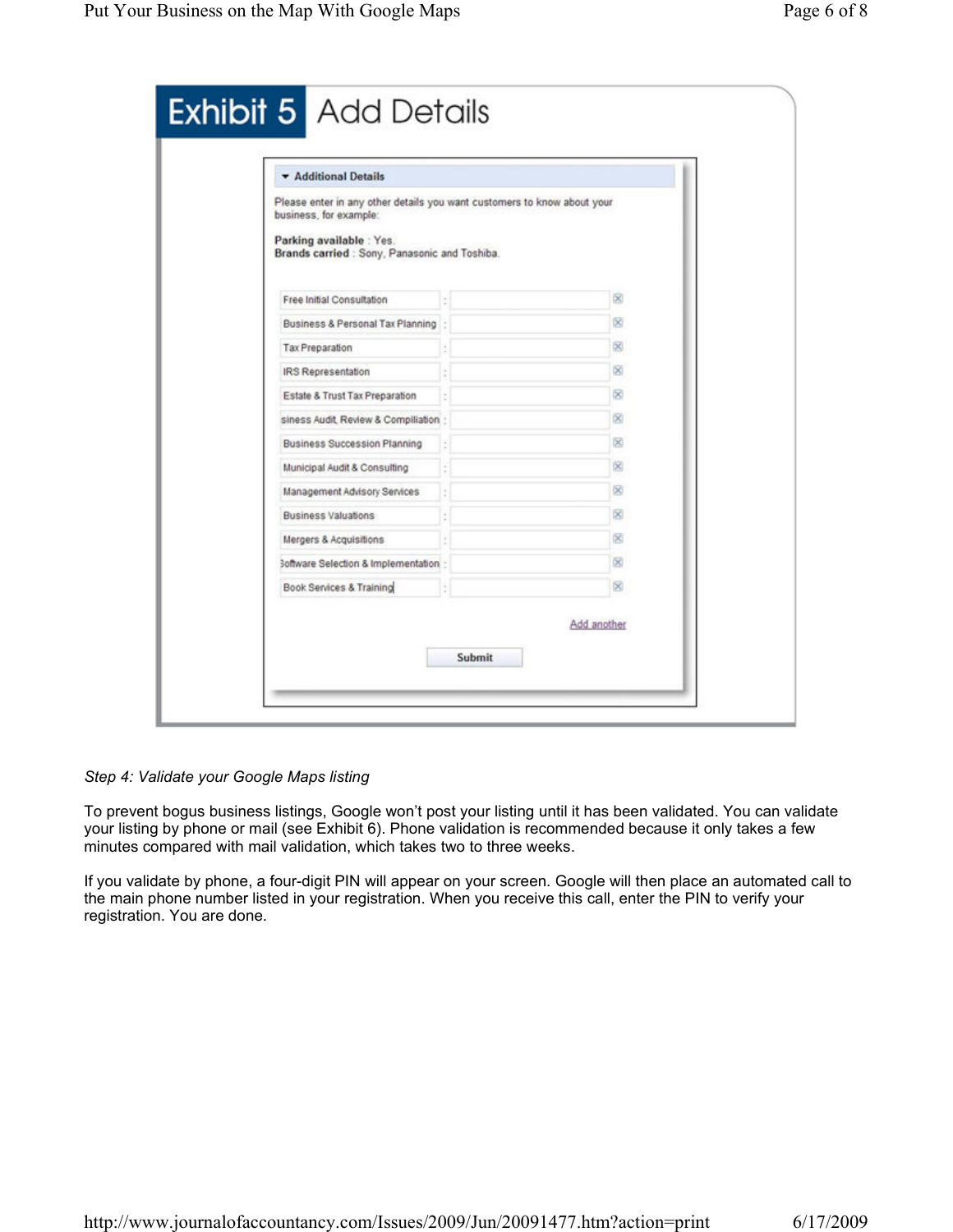## Exhibit 5 Add Details

**Additional Details**

Please enter in any other details you want customers to know about your business, for example:

**Parking available** : Yes.
**Brands carried** : Sony, Panasonic and Toshiba.

- Free Initial Consultation
- Business & Personal Tax Planning
- Tax Preparation
- IRS Representation
- Estate & Trust Tax Preparation
- siness Audit, Review & Compiliation
- Business Succession Planning
- Municipal Audit & Consulting
- Management Advisory Services
- Business Valuations
- Mergers & Acquisitions
- Software Selection & Implementation
- Book Services & Training

Add another

Submit

*Step 4: Validate your Google Maps listing*

To prevent bogus business listings, Google won't post your listing until it has been validated. You can validate your listing by phone or mail (see Exhibit 6). Phone validation is recommended because it only takes a few minutes compared with mail validation, which takes two to three weeks.

If you validate by phone, a four-digit PIN will appear on your screen. Google will then place an automated call to the main phone number listed in your registration. When you receive this call, enter the PIN to verify your registration. You are done.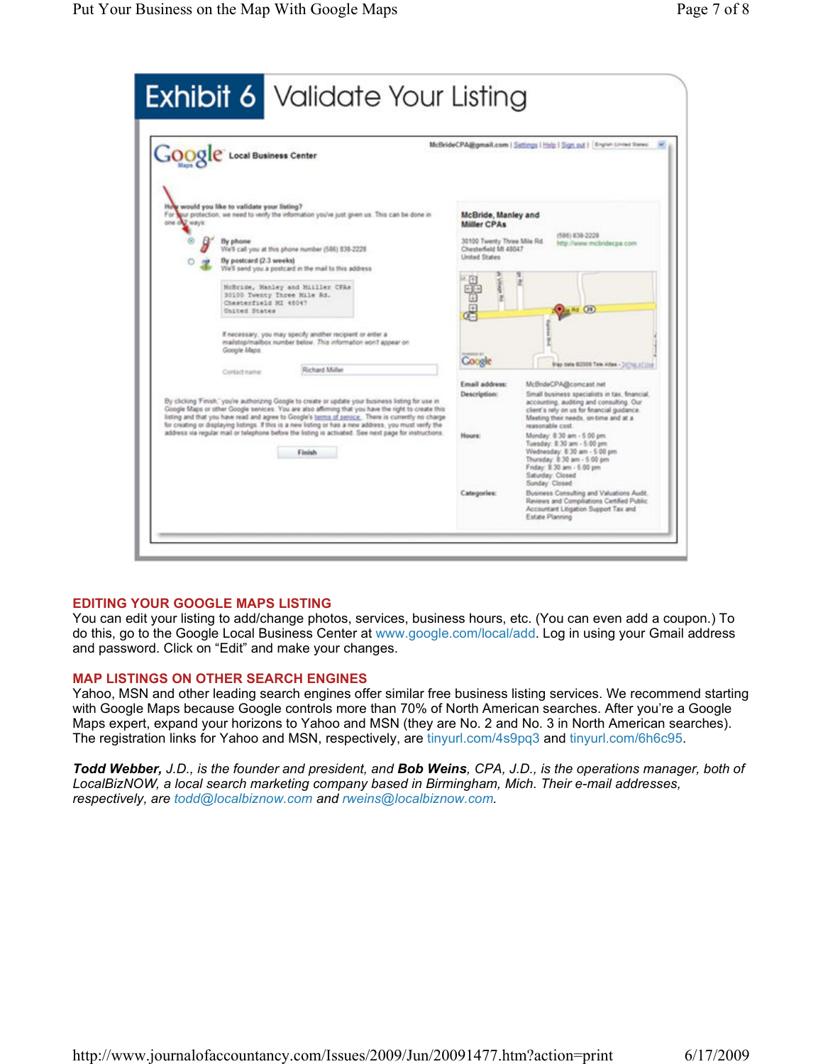## Exhibit 6 Validate Your Listing

## EDITING YOUR GOOGLE MAPS LISTING

You can edit your listing to add/change photos, services, business hours, etc. (You can even add a coupon.) To do this, go to the Google Local Business Center at www.google.com/local/add. Log in using your Gmail address and password. Click on "Edit" and make your changes.

## MAP LISTINGS ON OTHER SEARCH ENGINES

Yahoo, MSN and other leading search engines offer similar free business listing services. We recommend starting with Google Maps because Google controls more than 70% of North American searches. After you're a Google Maps expert, expand your horizons to Yahoo and MSN (they are No. 2 and No. 3 in North American searches). The registration links for Yahoo and MSN, respectively, are tinyurl.com/4s9pq3 and tinyurl.com/6h6c95.

***Todd Webber,** J.D., is the founder and president, and **Bob Weins**, CPA, J.D., is the operations manager, both of LocalBizNOW, a local search marketing company based in Birmingham, Mich. Their e-mail addresses, respectively, are todd@localbiznow.com and rweins@localbiznow.com.*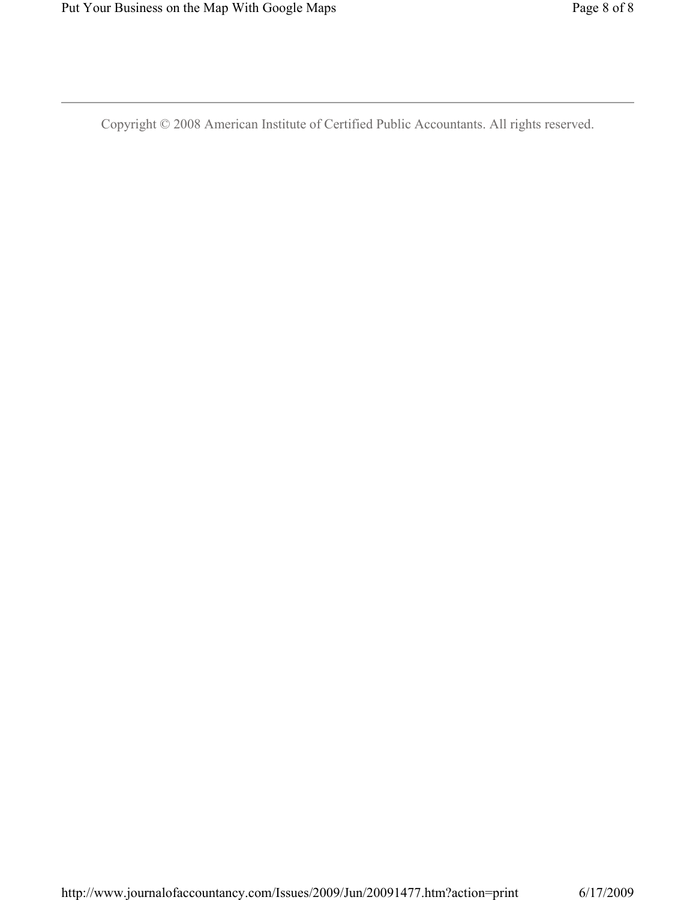---

Copyright © 2008 American Institute of Certified Public Accountants. All rights reserved.